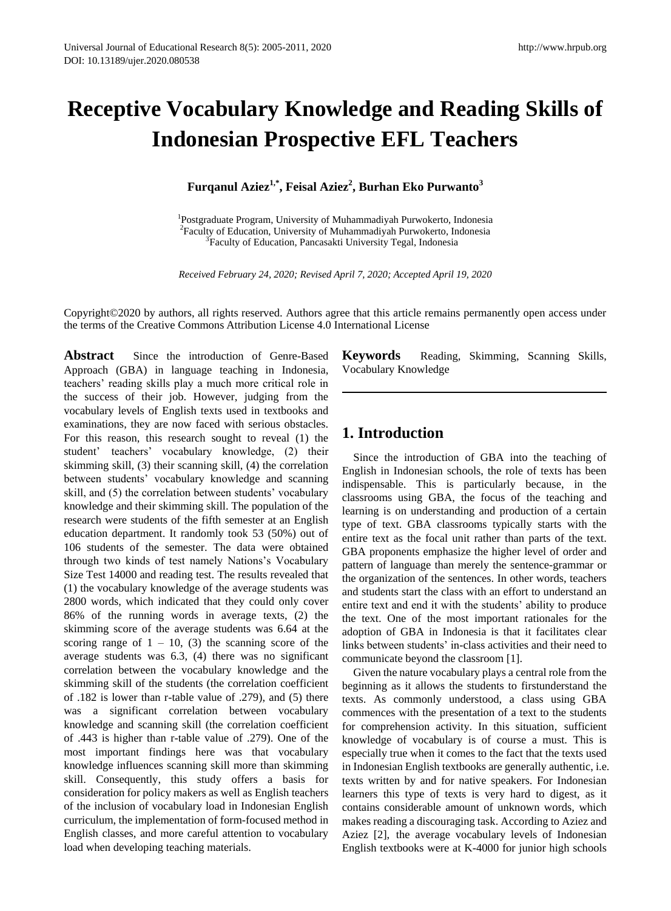# Receptive Vocabulary Knowledge and Reading Skills of Indonesian Prospective EFL Teachers

**Furqanul Aziez[1,*], Feisal Aziez[2], Burhan Eko Purwanto[3]**

[1]Postgraduate Program, University of Muhammadiyah Purwokerto, Indonesia
[2]Faculty of Education, University of Muhammadiyah Purwokerto, Indonesia
[3]Faculty of Education, Pancasakti University Tegal, Indonesia

*Received February 24, 2020; Revised April 7, 2020; Accepted April 19, 2020*

Copyright©2020 by authors, all rights reserved. Authors agree that this article remains permanently open access under the terms of the Creative Commons Attribution License 4.0 International License

**Abstract** Since the introduction of Genre-Based Approach (GBA) in language teaching in Indonesia, teachers' reading skills play a much more critical role in the success of their job. However, judging from the vocabulary levels of English texts used in textbooks and examinations, they are now faced with serious obstacles. For this reason, this research sought to reveal (1) the student' teachers' vocabulary knowledge, (2) their skimming skill, (3) their scanning skill, (4) the correlation between students' vocabulary knowledge and scanning skill, and (5) the correlation between students' vocabulary knowledge and their skimming skill. The population of the research were students of the fifth semester at an English education department. It randomly took 53 (50%) out of 106 students of the semester. The data were obtained through two kinds of test namely Nations's Vocabulary Size Test 14000 and reading test. The results revealed that (1) the vocabulary knowledge of the average students was 2800 words, which indicated that they could only cover 86% of the running words in average texts, (2) the skimming score of the average students was 6.64 at the scoring range of 1 – 10, (3) the scanning score of the average students was 6.3, (4) there was no significant correlation between the vocabulary knowledge and the skimming skill of the students (the correlation coefficient of .182 is lower than r-table value of .279), and (5) there was a significant correlation between vocabulary knowledge and scanning skill (the correlation coefficient of .443 is higher than r-table value of .279). One of the most important findings here was that vocabulary knowledge influences scanning skill more than skimming skill. Consequently, this study offers a basis for consideration for policy makers as well as English teachers of the inclusion of vocabulary load in Indonesian English curriculum, the implementation of form-focused method in English classes, and more careful attention to vocabulary load when developing teaching materials.

**Keywords** Reading, Skimming, Scanning Skills, Vocabulary Knowledge

## 1. Introduction

Since the introduction of GBA into the teaching of English in Indonesian schools, the role of texts has been indispensable. This is particularly because, in the classrooms using GBA, the focus of the teaching and learning is on understanding and production of a certain type of text. GBA classrooms typically starts with the entire text as the focal unit rather than parts of the text. GBA proponents emphasize the higher level of order and pattern of language than merely the sentence-grammar or the organization of the sentences. In other words, teachers and students start the class with an effort to understand an entire text and end it with the students' ability to produce the text. One of the most important rationales for the adoption of GBA in Indonesia is that it facilitates clear links between students' in-class activities and their need to communicate beyond the classroom [1].

Given the nature vocabulary plays a central role from the beginning as it allows the students to firstunderstand the texts. As commonly understood, a class using GBA commences with the presentation of a text to the students for comprehension activity. In this situation, sufficient knowledge of vocabulary is of course a must. This is especially true when it comes to the fact that the texts used in Indonesian English textbooks are generally authentic, i.e. texts written by and for native speakers. For Indonesian learners this type of texts is very hard to digest, as it contains considerable amount of unknown words, which makes reading a discouraging task. According to Aziez and Aziez [2], the average vocabulary levels of Indonesian English textbooks were at K-4000 for junior high schools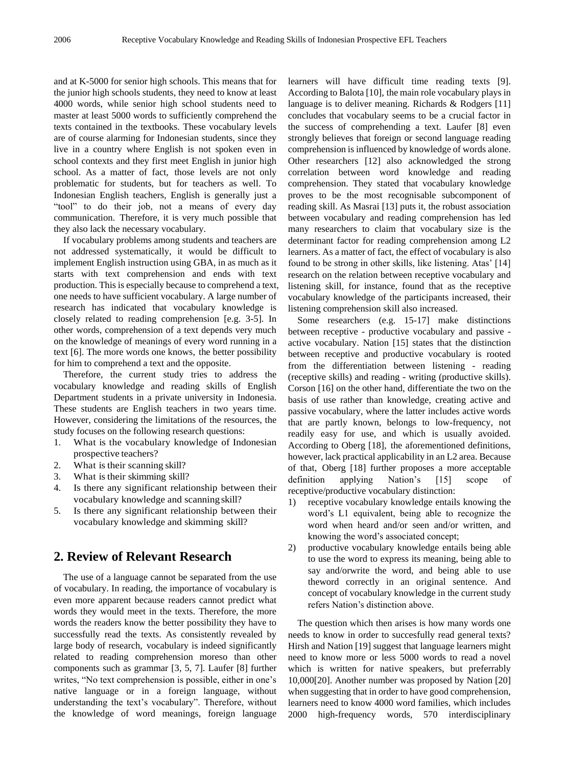and at K-5000 for senior high schools. This means that for the junior high schools students, they need to know at least 4000 words, while senior high school students need to master at least 5000 words to sufficiently comprehend the texts contained in the textbooks. These vocabulary levels are of course alarming for Indonesian students, since they live in a country where English is not spoken even in school contexts and they first meet English in junior high school. As a matter of fact, those levels are not only problematic for students, but for teachers as well. To Indonesian English teachers, English is generally just a "tool" to do their job, not a means of every day communication. Therefore, it is very much possible that they also lack the necessary vocabulary.

If vocabulary problems among students and teachers are not addressed systematically, it would be difficult to implement English instruction using GBA, in as much as it starts with text comprehension and ends with text production. This is especially because to comprehend a text, one needs to have sufficient vocabulary. A large number of research has indicated that vocabulary knowledge is closely related to reading comprehension [e.g. 3-5]. In other words, comprehension of a text depends very much on the knowledge of meanings of every word running in a text [6]. The more words one knows, the better possibility for him to comprehend a text and the opposite.

Therefore, the current study tries to address the vocabulary knowledge and reading skills of English Department students in a private university in Indonesia. These students are English teachers in two years time. However, considering the limitations of the resources, the study focuses on the following research questions:

1. What is the vocabulary knowledge of Indonesian prospective teachers?
2. What is their scanning skill?
3. What is their skimming skill?
4. Is there any significant relationship between their vocabulary knowledge and scanning skill?
5. Is there any significant relationship between their vocabulary knowledge and skimming skill?

## 2. Review of Relevant Research

The use of a language cannot be separated from the use of vocabulary. In reading, the importance of vocabulary is even more apparent because readers cannot predict what words they would meet in the texts. Therefore, the more words the readers know the better possibility they have to successfully read the texts. As consistently revealed by large body of research, vocabulary is indeed significantly related to reading comprehension moreso than other components such as grammar [3, 5, 7]. Laufer [8] further writes, "No text comprehension is possible, either in one's native language or in a foreign language, without understanding the text's vocabulary". Therefore, without the knowledge of word meanings, foreign language learners will have difficult time reading texts [9]. According to Balota [10], the main role vocabulary plays in language is to deliver meaning. Richards & Rodgers [11] concludes that vocabulary seems to be a crucial factor in the success of comprehending a text. Laufer [8] even strongly believes that foreign or second language reading comprehension is influenced by knowledge of words alone. Other researchers [12] also acknowledged the strong correlation between word knowledge and reading comprehension. They stated that vocabulary knowledge proves to be the most recognisable subcomponent of reading skill. As Masrai [13] puts it, the robust association between vocabulary and reading comprehension has led many researchers to claim that vocabulary size is the determinant factor for reading comprehension among L2 learners. As a matter of fact, the effect of vocabulary is also found to be strong in other skills, like listening. Atas' [14] research on the relation between receptive vocabulary and listening skill, for instance, found that as the receptive vocabulary knowledge of the participants increased, their listening comprehension skill also increased.

Some researchers (e.g. 15-17] make distinctions between receptive - productive vocabulary and passive - active vocabulary. Nation [15] states that the distinction between receptive and productive vocabulary is rooted from the differentiation between listening - reading (receptive skills) and reading - writing (productive skills). Corson [16] on the other hand, differentiate the two on the basis of use rather than knowledge, creating active and passive vocabulary, where the latter includes active words that are partly known, belongs to low-frequency, not readily easy for use, and which is usually avoided. According to Oberg [18], the aforementioned definitions, however, lack practical applicability in an L2 area. Because of that, Oberg [18] further proposes a more acceptable definition applying Nation's [15] scope of receptive/productive vocabulary distinction:

1) receptive vocabulary knowledge entails knowing the word's L1 equivalent, being able to recognize the word when heard and/or seen and/or written, and knowing the word's associated concept;
2) productive vocabulary knowledge entails being able to use the word to express its meaning, being able to say and/orwrite the word, and being able to use theword correctly in an original sentence. And concept of vocabulary knowledge in the current study refers Nation's distinction above.

The question which then arises is how many words one needs to know in order to succesfully read general texts? Hirsh and Nation [19] suggest that language learners might need to know more or less 5000 words to read a novel which is written for native speakers, but preferrably 10,000[20]. Another number was proposed by Nation [20] when suggesting that in order to have good comprehension, learners need to know 4000 word families, which includes 2000 high-frequency words, 570 interdisciplinary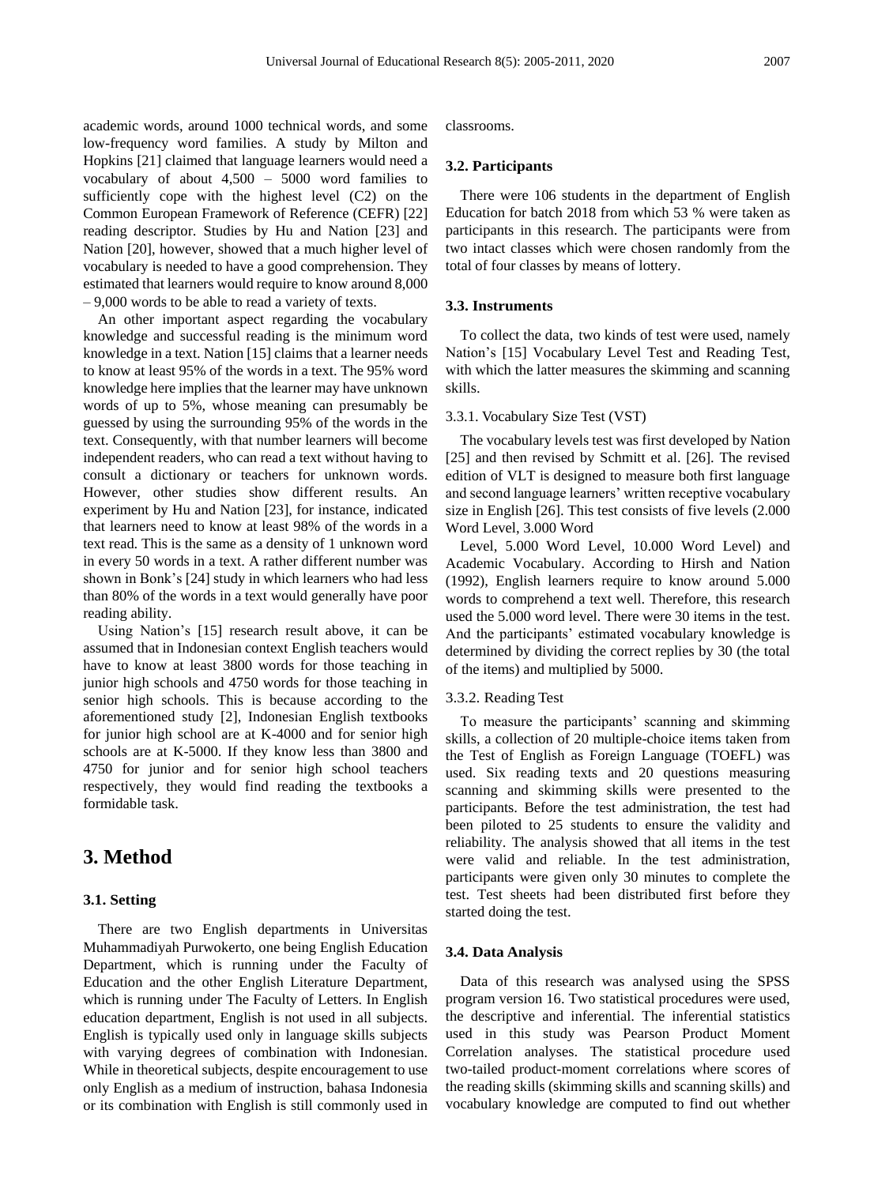academic words, around 1000 technical words, and some low-frequency word families. A study by Milton and Hopkins [21] claimed that language learners would need a vocabulary of about 4,500 – 5000 word families to sufficiently cope with the highest level (C2) on the Common European Framework of Reference (CEFR) [22] reading descriptor. Studies by Hu and Nation [23] and Nation [20], however, showed that a much higher level of vocabulary is needed to have a good comprehension. They estimated that learners would require to know around 8,000 – 9,000 words to be able to read a variety of texts.

An other important aspect regarding the vocabulary knowledge and successful reading is the minimum word knowledge in a text. Nation [15] claims that a learner needs to know at least 95% of the words in a text. The 95% word knowledge here implies that the learner may have unknown words of up to 5%, whose meaning can presumably be guessed by using the surrounding 95% of the words in the text. Consequently, with that number learners will become independent readers, who can read a text without having to consult a dictionary or teachers for unknown words. However, other studies show different results. An experiment by Hu and Nation [23], for instance, indicated that learners need to know at least 98% of the words in a text read. This is the same as a density of 1 unknown word in every 50 words in a text. A rather different number was shown in Bonk's [24] study in which learners who had less than 80% of the words in a text would generally have poor reading ability.

Using Nation's [15] research result above, it can be assumed that in Indonesian context English teachers would have to know at least 3800 words for those teaching in junior high schools and 4750 words for those teaching in senior high schools. This is because according to the aforementioned study [2], Indonesian English textbooks for junior high school are at K-4000 and for senior high schools are at K-5000. If they know less than 3800 and 4750 for junior and for senior high school teachers respectively, they would find reading the textbooks a formidable task.

# 3. Method

### 3.1. Setting

There are two English departments in Universitas Muhammadiyah Purwokerto, one being English Education Department, which is running under the Faculty of Education and the other English Literature Department, which is running under The Faculty of Letters. In English education department, English is not used in all subjects. English is typically used only in language skills subjects with varying degrees of combination with Indonesian. While in theoretical subjects, despite encouragement to use only English as a medium of instruction, bahasa Indonesia or its combination with English is still commonly used in classrooms.

### 3.2. Participants

There were 106 students in the department of English Education for batch 2018 from which 53 % were taken as participants in this research. The participants were from two intact classes which were chosen randomly from the total of four classes by means of lottery.

### 3.3. Instruments

To collect the data, two kinds of test were used, namely Nation's [15] Vocabulary Level Test and Reading Test, with which the latter measures the skimming and scanning skills.

#### 3.3.1. Vocabulary Size Test (VST)

The vocabulary levels test was first developed by Nation [25] and then revised by Schmitt et al. [26]. The revised edition of VLT is designed to measure both first language and second language learners' written receptive vocabulary size in English [26]. This test consists of five levels (2.000 Word Level, 3.000 Word

Level, 5.000 Word Level, 10.000 Word Level) and Academic Vocabulary. According to Hirsh and Nation (1992), English learners require to know around 5.000 words to comprehend a text well. Therefore, this research used the 5.000 word level. There were 30 items in the test. And the participants' estimated vocabulary knowledge is determined by dividing the correct replies by 30 (the total of the items) and multiplied by 5000.

#### 3.3.2. Reading Test

To measure the participants' scanning and skimming skills, a collection of 20 multiple-choice items taken from the Test of English as Foreign Language (TOEFL) was used. Six reading texts and 20 questions measuring scanning and skimming skills were presented to the participants. Before the test administration, the test had been piloted to 25 students to ensure the validity and reliability. The analysis showed that all items in the test were valid and reliable. In the test administration, participants were given only 30 minutes to complete the test. Test sheets had been distributed first before they started doing the test.

### 3.4. Data Analysis

Data of this research was analysed using the SPSS program version 16. Two statistical procedures were used, the descriptive and inferential. The inferential statistics used in this study was Pearson Product Moment Correlation analyses. The statistical procedure used two-tailed product-moment correlations where scores of the reading skills (skimming skills and scanning skills) and vocabulary knowledge are computed to find out whether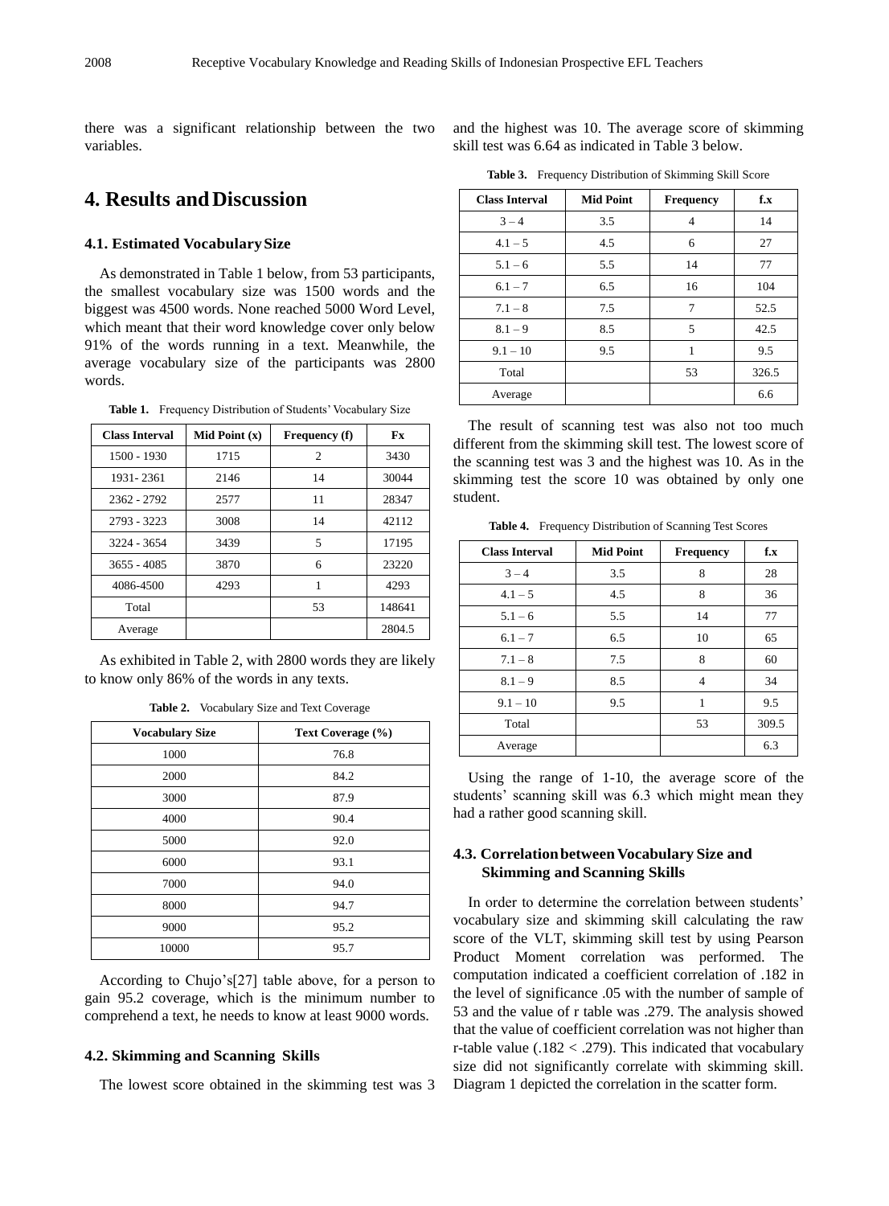there was a significant relationship between the two variables.

## 4. Results and Discussion

### 4.1. Estimated Vocabulary Size

As demonstrated in Table 1 below, from 53 participants, the smallest vocabulary size was 1500 words and the biggest was 4500 words. None reached 5000 Word Level, which meant that their word knowledge cover only below 91% of the words running in a text. Meanwhile, the average vocabulary size of the participants was 2800 words.

**Table 1.** Frequency Distribution of Students' Vocabulary Size

| Class Interval | Mid Point (x) | Frequency (f) | Fx |
|---|---|---|---|
| 1500 - 1930 | 1715 | 2 | 3430 |
| 1931- 2361 | 2146 | 14 | 30044 |
| 2362 - 2792 | 2577 | 11 | 28347 |
| 2793 - 3223 | 3008 | 14 | 42112 |
| 3224 - 3654 | 3439 | 5 | 17195 |
| 3655 - 4085 | 3870 | 6 | 23220 |
| 4086-4500 | 4293 | 1 | 4293 |
| Total | | 53 | 148641 |
| Average | | | 2804.5 |

As exhibited in Table 2, with 2800 words they are likely to know only 86% of the words in any texts.

**Table 2.** Vocabulary Size and Text Coverage

| Vocabulary Size | Text Coverage (%) |
|---|---|
| 1000 | 76.8 |
| 2000 | 84.2 |
| 3000 | 87.9 |
| 4000 | 90.4 |
| 5000 | 92.0 |
| 6000 | 93.1 |
| 7000 | 94.0 |
| 8000 | 94.7 |
| 9000 | 95.2 |
| 10000 | 95.7 |

According to Chujo's[27] table above, for a person to gain 95.2 coverage, which is the minimum number to comprehend a text, he needs to know at least 9000 words.

### 4.2. Skimming and Scanning Skills

The lowest score obtained in the skimming test was 3 and the highest was 10. The average score of skimming skill test was 6.64 as indicated in Table 3 below.

**Table 3.** Frequency Distribution of Skimming Skill Score

| Class Interval | Mid Point | Frequency | f.x |
|---|---|---|---|
| 3 – 4 | 3.5 | 4 | 14 |
| 4.1 – 5 | 4.5 | 6 | 27 |
| 5.1 – 6 | 5.5 | 14 | 77 |
| 6.1 – 7 | 6.5 | 16 | 104 |
| 7.1 – 8 | 7.5 | 7 | 52.5 |
| 8.1 – 9 | 8.5 | 5 | 42.5 |
| 9.1 – 10 | 9.5 | 1 | 9.5 |
| Total | | 53 | 326.5 |
| Average | | | 6.6 |

The result of scanning test was also not too much different from the skimming skill test. The lowest score of the scanning test was 3 and the highest was 10. As in the skimming test the score 10 was obtained by only one student.

**Table 4.** Frequency Distribution of Scanning Test Scores

| Class Interval | Mid Point | Frequency | f.x |
|---|---|---|---|
| 3 – 4 | 3.5 | 8 | 28 |
| 4.1 – 5 | 4.5 | 8 | 36 |
| 5.1 – 6 | 5.5 | 14 | 77 |
| 6.1 – 7 | 6.5 | 10 | 65 |
| 7.1 – 8 | 7.5 | 8 | 60 |
| 8.1 – 9 | 8.5 | 4 | 34 |
| 9.1 – 10 | 9.5 | 1 | 9.5 |
| Total | | 53 | 309.5 |
| Average | | | 6.3 |

Using the range of 1-10, the average score of the students' scanning skill was 6.3 which might mean they had a rather good scanning skill.

### 4.3. Correlation between Vocabulary Size and Skimming and Scanning Skills

In order to determine the correlation between students' vocabulary size and skimming skill calculating the raw score of the VLT, skimming skill test by using Pearson Product Moment correlation was performed. The computation indicated a coefficient correlation of .182 in the level of significance .05 with the number of sample of 53 and the value of r table was .279. The analysis showed that the value of coefficient correlation was not higher than r-table value (.182 < .279). This indicated that vocabulary size did not significantly correlate with skimming skill. Diagram 1 depicted the correlation in the scatter form.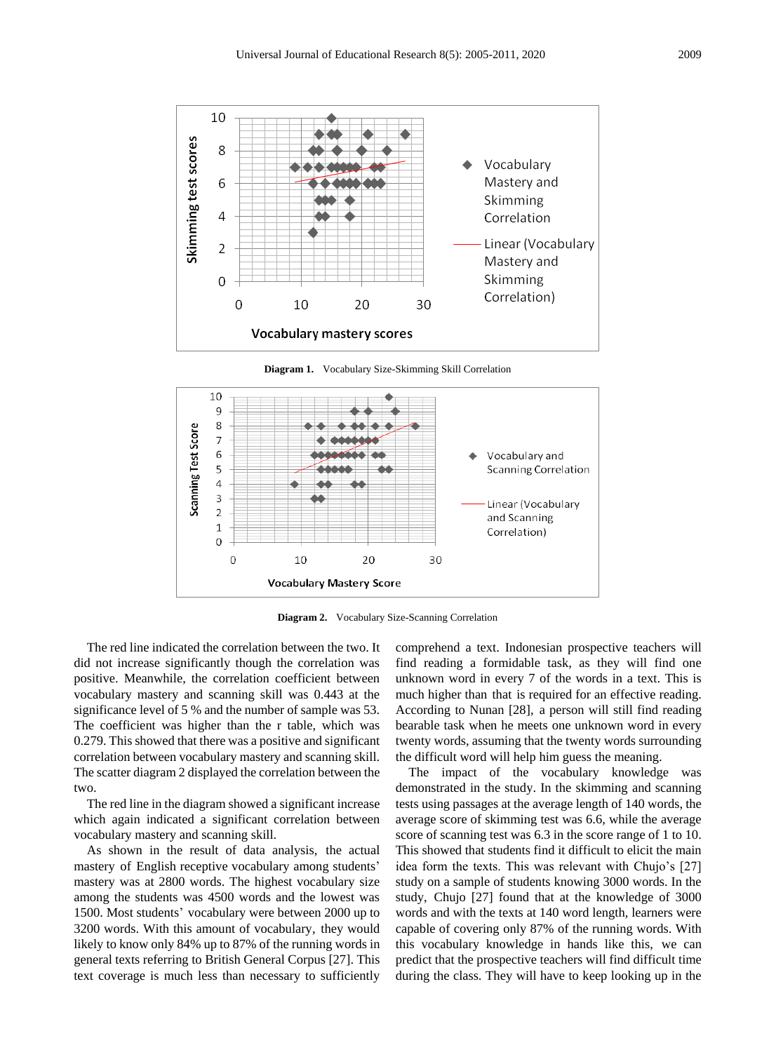**Diagram 1.** Vocabulary Size-Skimming Skill Correlation

**Diagram 2.** Vocabulary Size-Scanning Correlation

The red line indicated the correlation between the two. It did not increase significantly though the correlation was positive. Meanwhile, the correlation coefficient between vocabulary mastery and scanning skill was 0.443 at the significance level of 5 % and the number of sample was 53. The coefficient was higher than the r table, which was 0.279. This showed that there was a positive and significant correlation between vocabulary mastery and scanning skill. The scatter diagram 2 displayed the correlation between the two.

The red line in the diagram showed a significant increase which again indicated a significant correlation between vocabulary mastery and scanning skill.

As shown in the result of data analysis, the actual mastery of English receptive vocabulary among students' mastery was at 2800 words. The highest vocabulary size among the students was 4500 words and the lowest was 1500. Most students' vocabulary were between 2000 up to 3200 words. With this amount of vocabulary, they would likely to know only 84% up to 87% of the running words in general texts referring to British General Corpus [27]. This text coverage is much less than necessary to sufficiently comprehend a text. Indonesian prospective teachers will find reading a formidable task, as they will find one unknown word in every 7 of the words in a text. This is much higher than that is required for an effective reading. According to Nunan [28], a person will still find reading bearable task when he meets one unknown word in every twenty words, assuming that the twenty words surrounding the difficult word will help him guess the meaning.

The impact of the vocabulary knowledge was demonstrated in the study. In the skimming and scanning tests using passages at the average length of 140 words, the average score of skimming test was 6.6, while the average score of scanning test was 6.3 in the score range of 1 to 10. This showed that students find it difficult to elicit the main idea form the texts. This was relevant with Chujo's [27] study on a sample of students knowing 3000 words. In the study, Chujo [27] found that at the knowledge of 3000 words and with the texts at 140 word length, learners were capable of covering only 87% of the running words. With this vocabulary knowledge in hands like this, we can predict that the prospective teachers will find difficult time during the class. They will have to keep looking up in the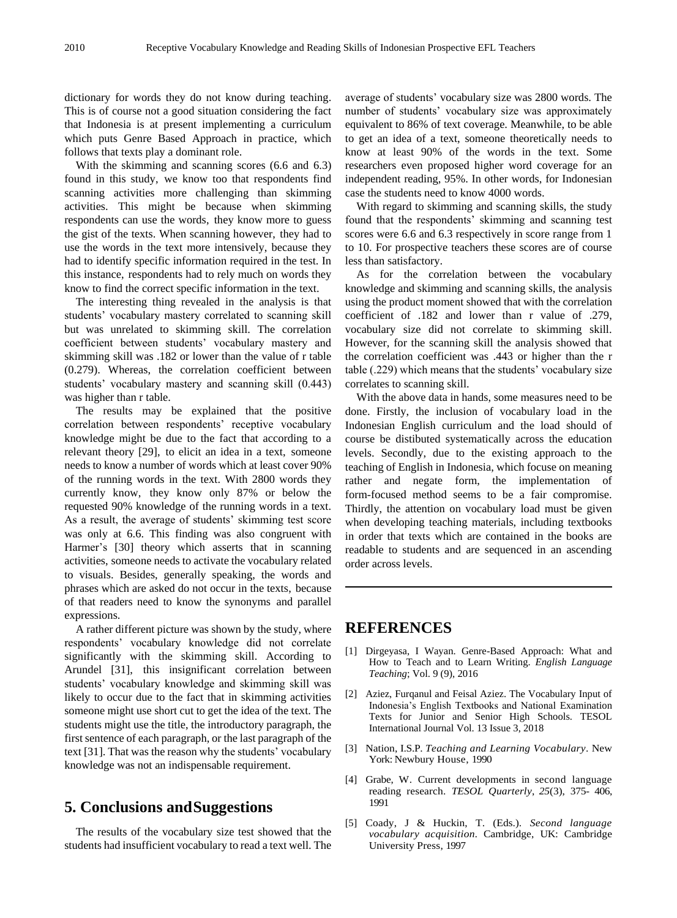dictionary for words they do not know during teaching. This is of course not a good situation considering the fact that Indonesia is at present implementing a curriculum which puts Genre Based Approach in practice, which follows that texts play a dominant role.

With the skimming and scanning scores (6.6 and 6.3) found in this study, we know too that respondents find scanning activities more challenging than skimming activities. This might be because when skimming respondents can use the words, they know more to guess the gist of the texts. When scanning however, they had to use the words in the text more intensively, because they had to identify specific information required in the test. In this instance, respondents had to rely much on words they know to find the correct specific information in the text.

The interesting thing revealed in the analysis is that students' vocabulary mastery correlated to scanning skill but was unrelated to skimming skill. The correlation coefficient between students' vocabulary mastery and skimming skill was .182 or lower than the value of r table (0.279). Whereas, the correlation coefficient between students' vocabulary mastery and scanning skill (0.443) was higher than r table.

The results may be explained that the positive correlation between respondents' receptive vocabulary knowledge might be due to the fact that according to a relevant theory [29], to elicit an idea in a text, someone needs to know a number of words which at least cover 90% of the running words in the text. With 2800 words they currently know, they know only 87% or below the requested 90% knowledge of the running words in a text. As a result, the average of students' skimming test score was only at 6.6. This finding was also congruent with Harmer's [30] theory which asserts that in scanning activities, someone needs to activate the vocabulary related to visuals. Besides, generally speaking, the words and phrases which are asked do not occur in the texts, because of that readers need to know the synonyms and parallel expressions.

A rather different picture was shown by the study, where respondents' vocabulary knowledge did not correlate significantly with the skimming skill. According to Arundel [31], this insignificant correlation between students' vocabulary knowledge and skimming skill was likely to occur due to the fact that in skimming activities someone might use short cut to get the idea of the text. The students might use the title, the introductory paragraph, the first sentence of each paragraph, or the last paragraph of the text [31]. That was the reason why the students' vocabulary knowledge was not an indispensable requirement.

## 5. Conclusions and Suggestions

The results of the vocabulary size test showed that the students had insufficient vocabulary to read a text well. The average of students' vocabulary size was 2800 words. The number of students' vocabulary size was approximately equivalent to 86% of text coverage. Meanwhile, to be able to get an idea of a text, someone theoretically needs to know at least 90% of the words in the text. Some researchers even proposed higher word coverage for an independent reading, 95%. In other words, for Indonesian case the students need to know 4000 words.

With regard to skimming and scanning skills, the study found that the respondents' skimming and scanning test scores were 6.6 and 6.3 respectively in score range from 1 to 10. For prospective teachers these scores are of course less than satisfactory.

As for the correlation between the vocabulary knowledge and skimming and scanning skills, the analysis using the product moment showed that with the correlation coefficient of .182 and lower than r value of .279, vocabulary size did not correlate to skimming skill. However, for the scanning skill the analysis showed that the correlation coefficient was .443 or higher than the r table (.229) which means that the students' vocabulary size correlates to scanning skill.

With the above data in hands, some measures need to be done. Firstly, the inclusion of vocabulary load in the Indonesian English curriculum and the load should of course be distibuted systematically across the education levels. Secondly, due to the existing approach to the teaching of English in Indonesia, which focuse on meaning rather and negate form, the implementation of form-focused method seems to be a fair compromise. Thirdly, the attention on vocabulary load must be given when developing teaching materials, including textbooks in order that texts which are contained in the books are readable to students and are sequenced in an ascending order across levels.

## REFERENCES

[1] Dirgeyasa, I Wayan. Genre-Based Approach: What and How to Teach and to Learn Writing. *English Language Teaching*; Vol. 9 (9), 2016

[2] Aziez, Furqanul and Feisal Aziez. The Vocabulary Input of Indonesia's English Textbooks and National Examination Texts for Junior and Senior High Schools. TESOL International Journal Vol. 13 Issue 3, 2018

[3] Nation, I.S.P. *Teaching and Learning Vocabulary*. New York: Newbury House, 1990

[4] Grabe, W. Current developments in second language reading research. *TESOL Quarterly*, *25*(3), 375- 406, 1991

[5] Coady, J & Huckin, T. (Eds.). *Second language vocabulary acquisition*. Cambridge, UK: Cambridge University Press, 1997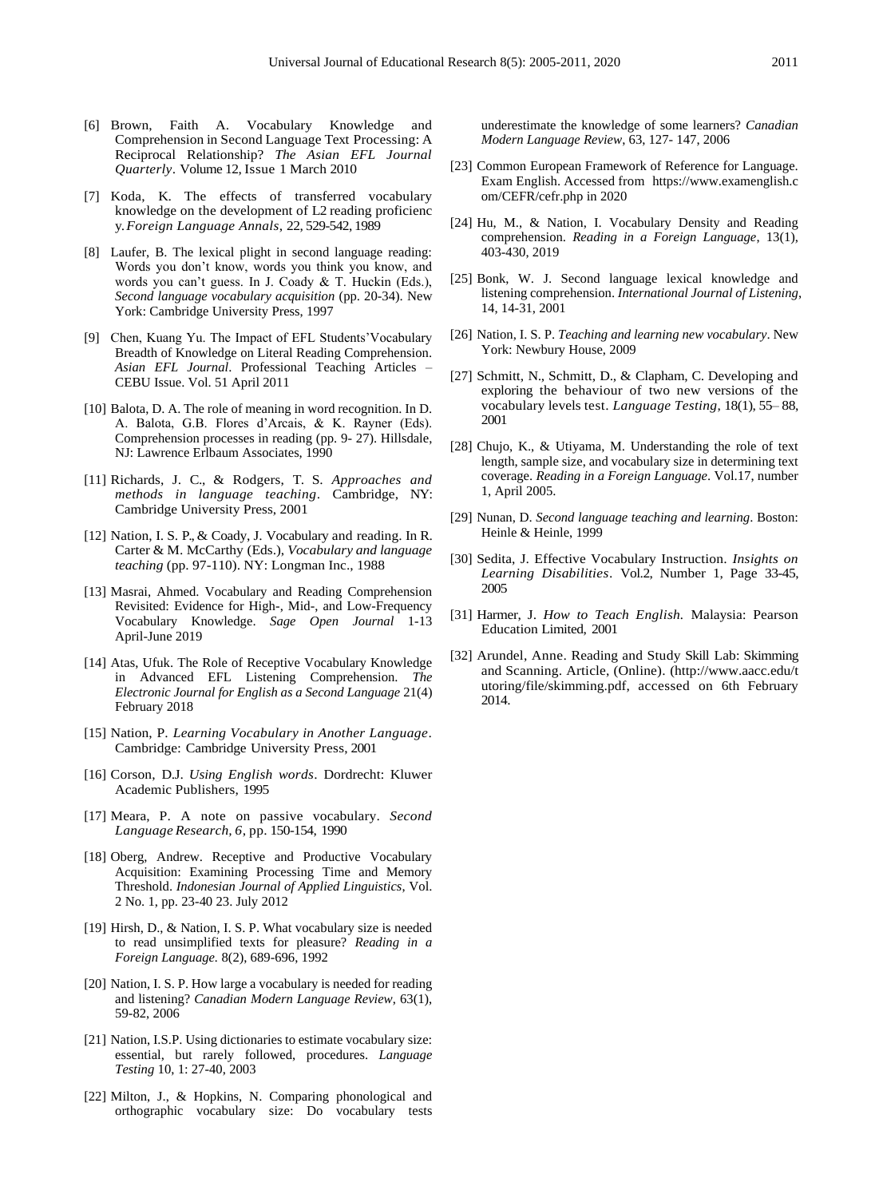[6] Brown, Faith A. Vocabulary Knowledge and Comprehension in Second Language Text Processing: A Reciprocal Relationship? *The Asian EFL Journal Quarterly*. Volume 12, Issue 1 March 2010

[7] Koda, K. The effects of transferred vocabulary knowledge on the development of L2 reading proficienc y. *Foreign Language Annals*, 22, 529-542, 1989

[8] Laufer, B. The lexical plight in second language reading: Words you don't know, words you think you know, and words you can't guess. In J. Coady & T. Huckin (Eds.), *Second language vocabulary acquisition* (pp. 20-34). New York: Cambridge University Press, 1997

[9] Chen, Kuang Yu. The Impact of EFL Students'Vocabulary Breadth of Knowledge on Literal Reading Comprehension. *Asian EFL Journal*. Professional Teaching Articles – CEBU Issue. Vol. 51 April 2011

[10] Balota, D. A. The role of meaning in word recognition. In D. A. Balota, G.B. Flores d'Arcais, & K. Rayner (Eds). Comprehension processes in reading (pp. 9- 27). Hillsdale, NJ: Lawrence Erlbaum Associates, 1990

[11] Richards, J. C., & Rodgers, T. S. *Approaches and methods in language teaching*. Cambridge, NY: Cambridge University Press, 2001

[12] Nation, I. S. P., & Coady, J. Vocabulary and reading. In R. Carter & M. McCarthy (Eds.), *Vocabulary and language teaching* (pp. 97-110). NY: Longman Inc., 1988

[13] Masrai, Ahmed. Vocabulary and Reading Comprehension Revisited: Evidence for High-, Mid-, and Low-Frequency Vocabulary Knowledge. *Sage Open Journal* 1-13 April-June 2019

[14] Atas, Ufuk. The Role of Receptive Vocabulary Knowledge in Advanced EFL Listening Comprehension. *The Electronic Journal for English as a Second Language* 21(4) February 2018

[15] Nation, P. *Learning Vocabulary in Another Language*. Cambridge: Cambridge University Press, 2001

[16] Corson, D.J. *Using English words*. Dordrecht: Kluwer Academic Publishers, 1995

[17] Meara, P. A note on passive vocabulary. *Second Language Research, 6*, pp. 150-154, 1990

[18] Oberg, Andrew. Receptive and Productive Vocabulary Acquisition: Examining Processing Time and Memory Threshold. *Indonesian Journal of Applied Linguistics*, Vol. 2 No. 1, pp. 23-40 23. July 2012

[19] Hirsh, D., & Nation, I. S. P. What vocabulary size is needed to read unsimplified texts for pleasure? *Reading in a Foreign Language.* 8(2), 689-696, 1992

[20] Nation, I. S. P. How large a vocabulary is needed for reading and listening? *Canadian Modern Language Review*, 63(1), 59-82, 2006

[21] Nation, I.S.P. Using dictionaries to estimate vocabulary size: essential, but rarely followed, procedures. *Language Testing* 10, 1: 27-40, 2003

[22] Milton, J., & Hopkins, N. Comparing phonological and orthographic vocabulary size: Do vocabulary tests underestimate the knowledge of some learners? *Canadian Modern Language Review*, 63, 127- 147, 2006

[23] Common European Framework of Reference for Language. Exam English. Accessed from https://www.examenglish.com/CEFR/cefr.php in 2020

[24] Hu, M., & Nation, I. Vocabulary Density and Reading comprehension. *Reading in a Foreign Language*, 13(1), 403-430, 2019

[25] Bonk, W. J. Second language lexical knowledge and listening comprehension. *International Journal of Listening*, 14, 14-31, 2001

[26] Nation, I. S. P. *Teaching and learning new vocabulary*. New York: Newbury House, 2009

[27] Schmitt, N., Schmitt, D., & Clapham, C. Developing and exploring the behaviour of two new versions of the vocabulary levels test. *Language Testing*, 18(1), 55– 88, 2001

[28] Chujo, K., & Utiyama, M. Understanding the role of text length, sample size, and vocabulary size in determining text coverage. *Reading in a Foreign Language*. Vol.17, number 1, April 2005.

[29] Nunan, D. *Second language teaching and learning*. Boston: Heinle & Heinle, 1999

[30] Sedita, J. Effective Vocabulary Instruction. *Insights on Learning Disabilities*. Vol.2, Number 1, Page 33-45, 2005

[31] Harmer, J. *How to Teach English.* Malaysia: Pearson Education Limited, 2001

[32] Arundel, Anne. Reading and Study Skill Lab: Skimming and Scanning. Article, (Online). (http://www.aacc.edu/tutoring/file/skimming.pdf, accessed on 6th February 2014.